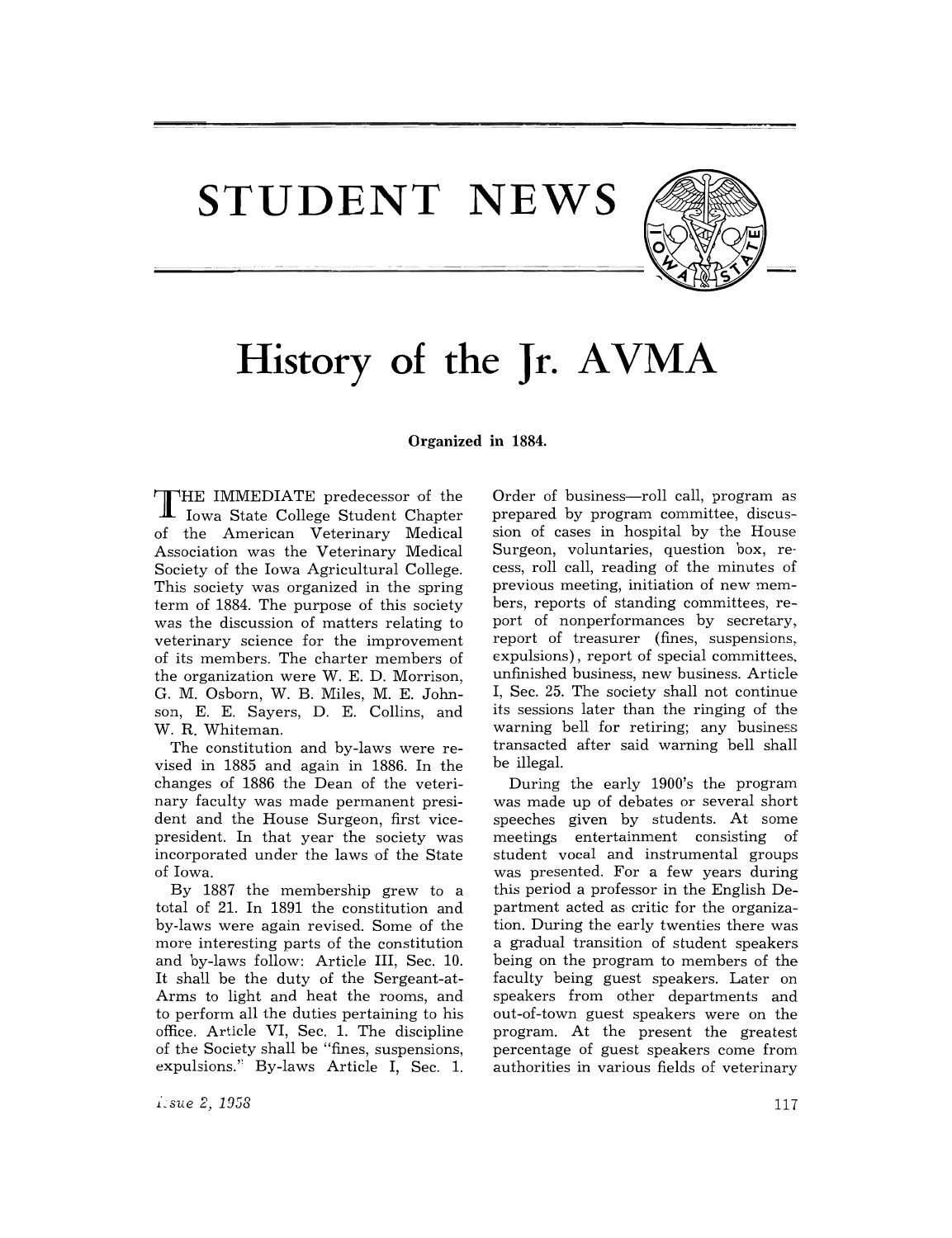# STUDENT NEWS

# History of the Jr. AVMA

**Organized in 1884.**

THE IMMEDIATE predecessor of the Iowa State College Student Chapter of the American Veterinary Medical Association was the Veterinary Medical Society of the Iowa Agricultural College. This society was organized in the spring term of 1884. The purpose of this society was the discussion of matters relating to veterinary science for the improvement of its members. The charter members of the organization were W. E. D. Morrison, G. M. Osborn, W. B. Miles, M. E. Johnson, E. E. Sayers, D. E. Collins, and W. R. Whiteman.

The constitution and by-laws were revised in 1885 and again in 1886. In the changes of 1886 the Dean of the veterinary faculty was made permanent president and the House Surgeon, first vice-president. In that year the society was incorporated under the laws of the State of Iowa.

By 1887 the membership grew to a total of 21. In 1891 the constitution and by-laws were again revised. Some of the more interesting parts of the constitution and by-laws follow: Article III, Sec. 10. It shall be the duty of the Sergeant-at-Arms to light and heat the rooms, and to perform all the duties pertaining to his office. Article VI, Sec. 1. The discipline of the Society shall be "fines, suspensions, expulsions." By-laws Article I, Sec. 1. Order of business—roll call, program as prepared by program committee, discussion of cases in hospital by the House Surgeon, voluntaries, question box, recess, roll call, reading of the minutes of previous meeting, initiation of new members, reports of standing committees, report of nonperformances by secretary, report of treasurer (fines, suspensions, expulsions), report of special committees, unfinished business, new business. Article I, Sec. 25. The society shall not continue its sessions later than the ringing of the warning bell for retiring; any business transacted after said warning bell shall be illegal.

During the early 1900's the program was made up of debates or several short speeches given by students. At some meetings entertainment consisting of student vocal and instrumental groups was presented. For a few years during this period a professor in the English Department acted as critic for the organization. During the early twenties there was a gradual transition of student speakers being on the program to members of the faculty being guest speakers. Later on speakers from other departments and out-of-town guest speakers were on the program. At the present the greatest percentage of guest speakers come from authorities in various fields of veterinary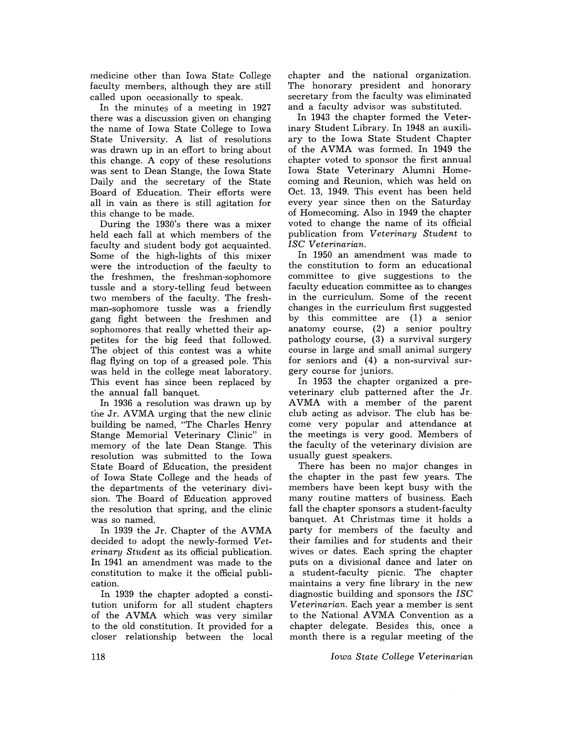medicine other than Iowa State College faculty members, although they are still called upon occasionally to speak.

In the minutes of a meeting in 1927 there was a discussion given on changing the name of Iowa State College to Iowa State University. A list of resolutions was drawn up in an effort to bring about this change. A copy of these resolutions was sent to Dean Stange, the Iowa State Daily and the secretary of the State Board of Education. Their efforts were all in vain as there is still agitation for this change to be made.

During the 1930's there was a mixer held each fall at which members of the faculty and student body got acquainted. Some of the high-lights of this mixer were the introduction of the faculty to the freshmen, the freshman-sophomore tussle and a story-telling feud between two members of the faculty. The freshman-sophomore tussle was a friendly gang fight between the freshmen and sophomores that really whetted their appetites for the big feed that followed. The object of this contest was a white flag flying on top of a greased pole. This was held in the college meat laboratory. This event has since been replaced by the annual fall banquet.

In 1936 a resolution was drawn up by the Jr. AVMA urging that the new clinic building be named, "The Charles Henry Stange Memorial Veterinary Clinic" in memory of the late Dean Stange. This resolution was submitted to the Iowa State Board of Education, the president of Iowa State College and the heads of the departments of the veterinary division. The Board of Education approved the resolution that spring, and the clinic was so named.

In 1939 the Jr. Chapter of the AVMA decided to adopt the newly-formed *Veterinary Student* as its official publication. In 1941 an amendment was made to the constitution to make it the official publication.

In 1939 the chapter adopted a constitution uniform for all student chapters of the AVMA which was very similar to the old constitution. It provided for a closer relationship between the local chapter and the national organization. The honorary president and honorary secretary from the faculty was eliminated and a faculty advisor was substituted.

In 1943 the chapter formed the Veterinary Student Library. In 1948 an auxiliary to the Iowa State Student Chapter of the AVMA was formed. In 1949 the chapter voted to sponsor the first annual Iowa State Veterinary Alumni Homecoming and Reunion, which was held on Oct. 13, 1949. This event has been held every year since then on the Saturday of Homecoming. Also in 1949 the chapter voted to change the name of its official publication from *Veterinary Student* to *ISC Veterinarian.*

In 1950 an amendment was made to the constitution to form an educational committee to give suggestions to the faculty education committee as to changes in the curriculum. Some of the recent changes in the curriculum first suggested by this committee are (1) a senior anatomy course, (2) a senior poultry pathology course, (3) a survival surgery course in large and small animal surgery for seniors and (4) a non-survival surgery course for juniors.

In 1953 the chapter organized a preveterinary club patterned after the Jr. AVMA with a member of the parent club acting as advisor. The club has become very popular and attendance at the meetings is very good. Members of the faculty of the veterinary division are usually guest speakers.

There has been no major changes in the chapter in the past few years. The members have been kept busy with the many routine matters of business. Each fall the chapter sponsors a student-faculty banquet. At Christmas time it holds a party for members of the faculty and their families and for students and their wives or dates. Each spring the chapter puts on a divisional dance and later on a student-faculty picnic. The chapter maintains a very fine library in the new diagnostic building and sponsors the *ISC Veterinarian.* Each year a member is sent to the National AVMA Convention as a chapter delegate. Besides this, once a month there is a regular meeting of the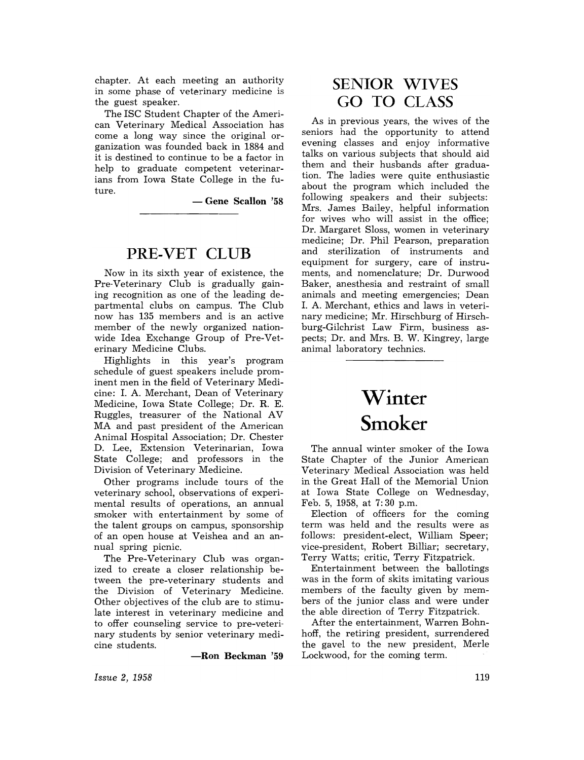chapter. At each meeting an authority in some phase of veterinary medicine is the guest speaker.

The ISC Student Chapter of the American Veterinary Medical Association has come a long way since the original organization was founded back in 1884 and it is destined to continue to be a factor in help to graduate competent veterinarians from Iowa State College in the future.

— **Gene Scallon '58**

## PRE-VET CLUB

Now in its sixth year of existence, the Pre-Veterinary Club is gradually gaining recognition as one of the leading departmental clubs on campus. The Club now has 135 members and is an active member of the newly organized nationwide Idea Exchange Group of Pre-Veterinary Medicine Clubs.

Highlights in this year's program schedule of guest speakers include prominent men in the field of Veterinary Medicine: I. A. Merchant, Dean of Veterinary Medicine, Iowa State College; Dr. R. E. Ruggles, treasurer of the National AVMA and past president of the American Animal Hospital Association; Dr. Chester D. Lee, Extension Veterinarian, Iowa State College; and professors in the Division of Veterinary Medicine.

Other programs include tours of the veterinary school, observations of experimental results of operations, an annual smoker with entertainment by some of the talent groups on campus, sponsorship of an open house at Veishea and an annual spring picnic.

The Pre-Veterinary Club was organized to create a closer relationship between the pre-veterinary students and the Division of Veterinary Medicine. Other objectives of the club are to stimulate interest in veterinary medicine and to offer counseling service to pre-veterinary students by senior veterinary medicine students.

—**Ron Beckman '59**

## SENIOR WIVES GO TO CLASS

As in previous years, the wives of the seniors had the opportunity to attend evening classes and enjoy informative talks on various subjects that should aid them and their husbands after graduation. The ladies were quite enthusiastic about the program which included the following speakers and their subjects: Mrs. James Bailey, helpful information for wives who will assist in the office; Dr. Margaret Sloss, women in veterinary medicine; Dr. Phil Pearson, preparation and sterilization of instruments and equipment for surgery, care of instruments, and nomenclature; Dr. Durwood Baker, anesthesia and restraint of small animals and meeting emergencies; Dean I. A. Merchant, ethics and laws in veterinary medicine; Mr. Hirschburg of Hirschburg-Gilchrist Law Firm, business aspects; Dr. and Mrs. B. W. Kingrey, large animal laboratory technics.

## Winter Smoker

The annual winter smoker of the Iowa State Chapter of the Junior American Veterinary Medical Association was held in the Great Hall of the Memorial Union at Iowa State College on Wednesday, Feb. 5, 1958, at 7:30 p.m.

Election of officers for the coming term was held and the results were as follows: president-elect, William Speer; vice-president, Robert Billiar; secretary, Terry Watts; critic, Terry Fitzpatrick.

Entertainment between the ballotings was in the form of skits imitating various members of the faculty given by members of the junior class and were under the able direction of Terry Fitzpatrick.

After the entertainment, Warren Bohnhoff, the retiring president, surrendered the gavel to the new president, Merle Lockwood, for the coming term.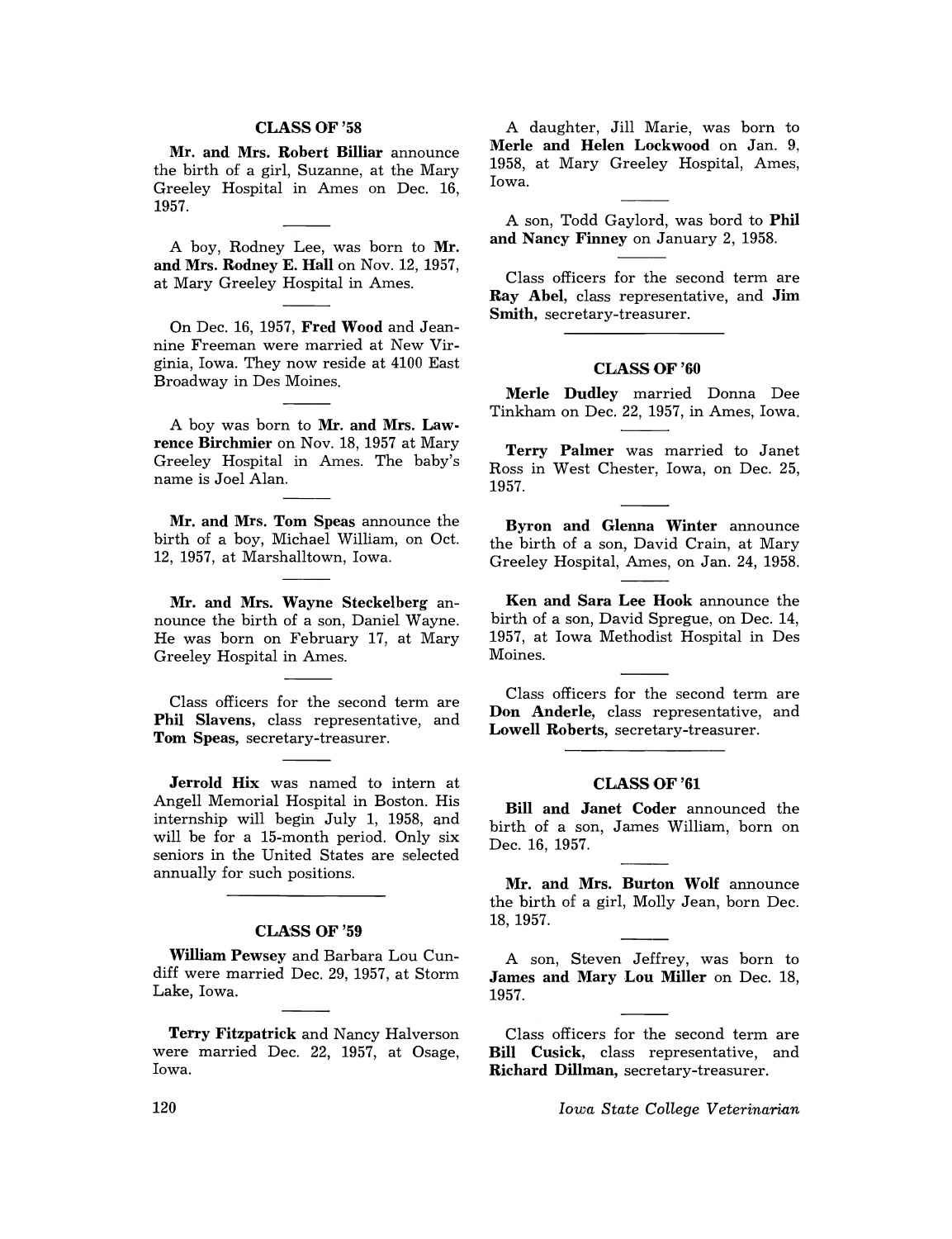### CLASS OF '58

**Mr. and Mrs. Robert Billiar** announce the birth of a girl, Suzanne, at the Mary Greeley Hospital in Ames on Dec. 16, 1957.

---

A boy, Rodney Lee, was born to **Mr. and Mrs. Rodney E. Hall** on Nov. 12, 1957, at Mary Greeley Hospital in Ames.

---

On Dec. 16, 1957, **Fred Wood** and Jeannine Freeman were married at New Virginia, Iowa. They now reside at 4100 East Broadway in Des Moines.

---

A boy was born to **Mr. and Mrs. Lawrence Birchmier** on Nov. 18, 1957 at Mary Greeley Hospital in Ames. The baby's name is Joel Alan.

---

**Mr. and Mrs. Tom Speas** announce the birth of a boy, Michael William, on Oct. 12, 1957, at Marshalltown, Iowa.

---

**Mr. and Mrs. Wayne Steckelberg** announce the birth of a son, Daniel Wayne. He was born on February 17, at Mary Greeley Hospital in Ames.

---

Class officers for the second term are **Phil Slavens,** class representative, and **Tom Speas,** secretary-treasurer.

---

**Jerrold Hix** was named to intern at Angell Memorial Hospital in Boston. His internship will begin July 1, 1958, and will be for a 15-month period. Only six seniors in the United States are selected annually for such positions.

### CLASS OF '59

**William Pewsey** and Barbara Lou Cundiff were married Dec. 29, 1957, at Storm Lake, Iowa.

---

**Terry Fitzpatrick** and Nancy Halverson were married Dec. 22, 1957, at Osage, Iowa.

---

A daughter, Jill Marie, was born to **Merle and Helen Lockwood** on Jan. 9, 1958, at Mary Greeley Hospital, Ames, Iowa.

---

A son, Todd Gaylord, was bord to **Phil and Nancy Finney** on January 2, 1958.

---

Class officers for the second term are **Ray Abel,** class representative, and **Jim Smith,** secretary-treasurer.

### CLASS OF '60

**Merle Dudley** married Donna Dee Tinkham on Dec. 22, 1957, in Ames, Iowa.

---

**Terry Palmer** was married to Janet Ross in West Chester, Iowa, on Dec. 25, 1957.

---

**Byron and Glenna Winter** announce the birth of a son, David Crain, at Mary Greeley Hospital, Ames, on Jan. 24, 1958.

---

**Ken and Sara Lee Hook** announce the birth of a son, David Spregue, on Dec. 14, 1957, at Iowa Methodist Hospital in Des Moines.

---

Class officers for the second term are **Don Anderle,** class representative, and **Lowell Roberts,** secretary-treasurer.

### CLASS OF '61

**Bill and Janet Coder** announced the birth of a son, James William, born on Dec. 16, 1957.

---

**Mr. and Mrs. Burton Wolf** announce the birth of a girl, Molly Jean, born Dec. 18, 1957.

---

A son, Steven Jeffrey, was born to **James and Mary Lou Miller** on Dec. 18, 1957.

---

Class officers for the second term are **Bill Cusick,** class representative, and **Richard Dillman,** secretary-treasurer.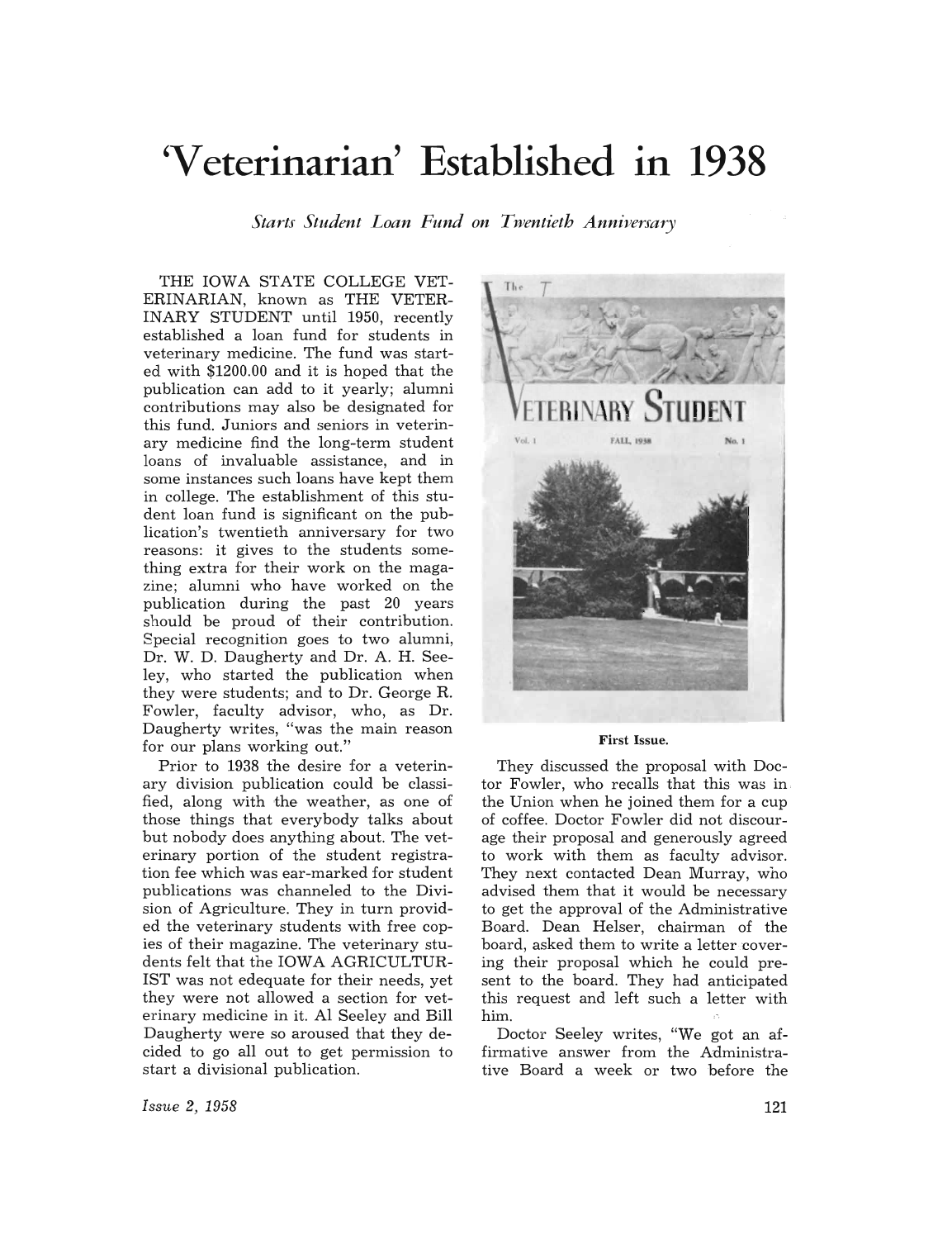# 'Veterinarian' Established in 1938

*Starts Student Loan Fund on Twentieth Anniversary*

THE IOWA STATE COLLEGE VETERINARIAN, known as THE VETERINARY STUDENT until 1950, recently established a loan fund for students in veterinary medicine. The fund was started with $1200.00 and it is hoped that the publication can add to it yearly; alumni contributions may also be designated for this fund. Juniors and seniors in veterinary medicine find the long-term student loans of invaluable assistance, and in some instances such loans have kept them in college. The establishment of this student loan fund is significant on the publication's twentieth anniversary for two reasons: it gives to the students something extra for their work on the magazine; alumni who have worked on the publication during the past 20 years should be proud of their contribution. Special recognition goes to two alumni, Dr. W. D. Daugherty and Dr. A. H. Seeley, who started the publication when they were students; and to Dr. George R. Fowler, faculty advisor, who, as Dr. Daugherty writes, "was the main reason for our plans working out."

Prior to 1938 the desire for a veterinary division publication could be classified, along with the weather, as one of those things that everybody talks about but nobody does anything about. The veterinary portion of the student registration fee which was ear-marked for student publications was channeled to the Division of Agriculture. They in turn provided the veterinary students with free copies of their magazine. The veterinary students felt that the IOWA AGRICULTURIST was not edequate for their needs, yet they were not allowed a section for veterinary medicine in it. Al Seeley and Bill Daugherty were so aroused that they decided to go all out to get permission to start a divisional publication.

First Issue.

They discussed the proposal with Doctor Fowler, who recalls that this was in the Union when he joined them for a cup of coffee. Doctor Fowler did not discourage their proposal and generously agreed to work with them as faculty advisor. They next contacted Dean Murray, who advised them that it would be necessary to get the approval of the Administrative Board. Dean Helser, chairman of the board, asked them to write a letter covering their proposal which he could present to the board. They had anticipated this request and left such a letter with him.

Doctor Seeley writes, "We got an affirmative answer from the Administrative Board a week or two before the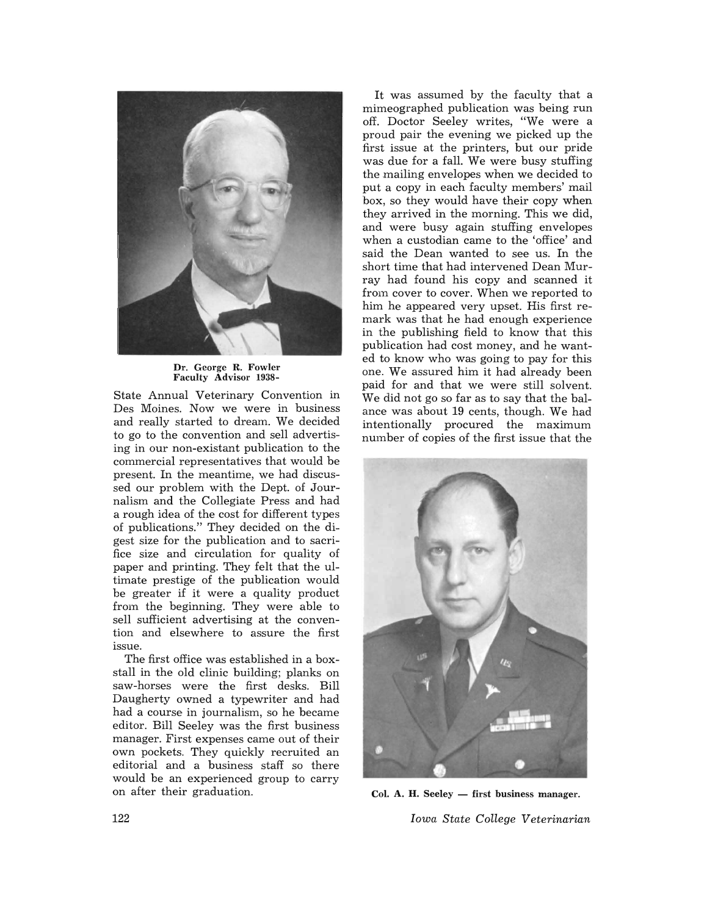Dr. George R. Fowler
Faculty Advisor 1938-

State Annual Veterinary Convention in Des Moines. Now we were in business and really started to dream. We decided to go to the convention and sell advertising in our non-existant publication to the commercial representatives that would be present. In the meantime, we had discussed our problem with the Dept. of Journalism and the Collegiate Press and had a rough idea of the cost for different types of publications." They decided on the digest size for the publication and to sacrifice size and circulation for quality of paper and printing. They felt that the ultimate prestige of the publication would be greater if it were a quality product from the beginning. They were able to sell sufficient advertising at the convention and elsewhere to assure the first issue.

The first office was established in a box-stall in the old clinic building; planks on saw-horses were the first desks. Bill Daugherty owned a typewriter and had had a course in journalism, so he became editor. Bill Seeley was the first business manager. First expenses came out of their own pockets. They quickly recruited an editorial and a business staff so there would be an experienced group to carry on after their graduation.

It was assumed by the faculty that a mimeographed publication was being run off. Doctor Seeley writes, "We were a proud pair the evening we picked up the first issue at the printers, but our pride was due for a fall. We were busy stuffing the mailing envelopes when we decided to put a copy in each faculty members' mail box, so they would have their copy when they arrived in the morning. This we did, and were busy again stuffing envelopes when a custodian came to the 'office' and said the Dean wanted to see us. In the short time that had intervened Dean Murray had found his copy and scanned it from cover to cover. When we reported to him he appeared very upset. His first remark was that he had enough experience in the publishing field to know that this publication had cost money, and he wanted to know who was going to pay for this one. We assured him it had already been paid for and that we were still solvent. We did not go so far as to say that the balance was about 19 cents, though. We had intentionally procured the maximum number of copies of the first issue that the

Col. A. H. Seeley — first business manager.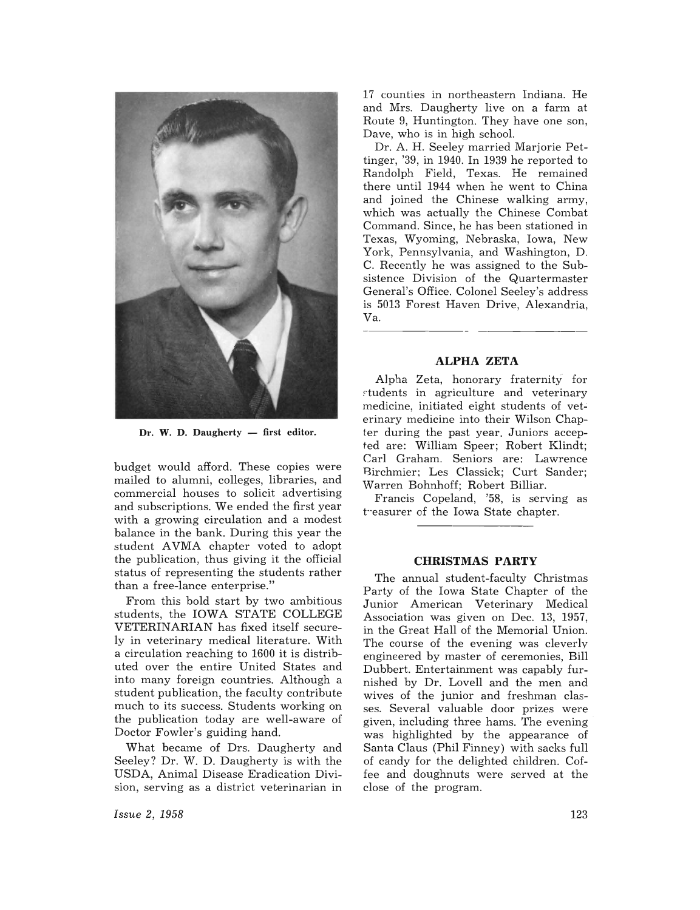Dr. W. D. Daugherty — first editor.

budget would afford. These copies were mailed to alumni, colleges, libraries, and commercial houses to solicit advertising and subscriptions. We ended the first year with a growing circulation and a modest balance in the bank. During this year the student AVMA chapter voted to adopt the publication, thus giving it the official status of representing the students rather than a free-lance enterprise."

From this bold start by two ambitious students, the IOWA STATE COLLEGE VETERINARIAN has fixed itself securely in veterinary medical literature. With a circulation reaching to 1600 it is distributed over the entire United States and into many foreign countries. Although a student publication, the faculty contribute much to its success. Students working on the publication today are well-aware of Doctor Fowler's guiding hand.

What became of Drs. Daugherty and Seeley? Dr. W. D. Daugherty is with the USDA, Animal Disease Eradication Division, serving as a district veterinarian in 17 counties in northeastern Indiana. He and Mrs. Daugherty live on a farm at Route 9, Huntington. They have one son, Dave, who is in high school.

Dr. A. H. Seeley married Marjorie Pettinger, '39, in 1940. In 1939 he reported to Randolph Field, Texas. He remained there until 1944 when he went to China and joined the Chinese walking army, which was actually the Chinese Combat Command. Since, he has been stationed in Texas, Wyoming, Nebraska, Iowa, New York, Pennsylvania, and Washington, D. C. Recently he was assigned to the Subsistence Division of the Quartermaster General's Office. Colonel Seeley's address is 5013 Forest Haven Drive, Alexandria, Va.

## ALPHA ZETA

Alpha Zeta, honorary fraternity for students in agriculture and veterinary medicine, initiated eight students of veterinary medicine into their Wilson Chapter during the past year. Juniors accepted are: William Speer; Robert Klindt; Carl Graham. Seniors are: Lawrence Birchmier; Les Classick; Curt Sander; Warren Bohnhoff; Robert Billiar.

Francis Copeland, '58, is serving as treasurer of the Iowa State chapter.

## CHRISTMAS PARTY

The annual student-faculty Christmas Party of the Iowa State Chapter of the Junior American Veterinary Medical Association was given on Dec. 13, 1957, in the Great Hall of the Memorial Union. The course of the evening was cleverly engineered by master of ceremonies, Bill Dubbert. Entertainment was capably furnished by Dr. Lovell and the men and wives of the junior and freshman classes. Several valuable door prizes were given, including three hams. The evening was highlighted by the appearance of Santa Claus (Phil Finney) with sacks full of candy for the delighted children. Coffee and doughnuts were served at the close of the program.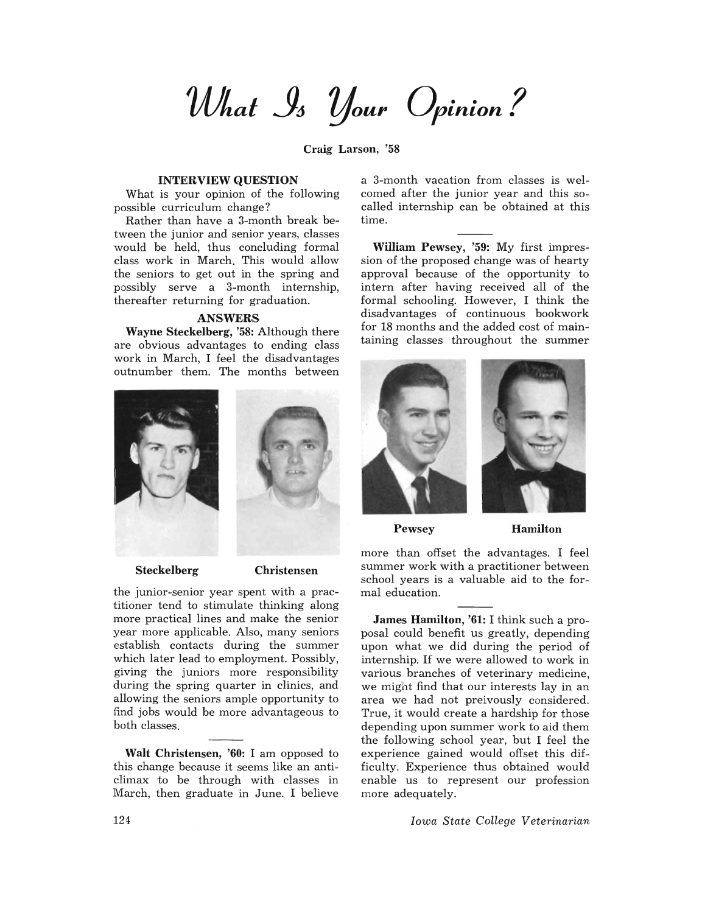# What Is Your Opinion?

**Craig Larson, '58**

### INTERVIEW QUESTION

What is your opinion of the following possible curriculum change?

Rather than have a 3-month break between the junior and senior years, classes would be held, thus concluding formal class work in March. This would allow the seniors to get out in the spring and possibly serve a 3-month internship, thereafter returning for graduation.

### ANSWERS

**Wayne Steckelberg, '58:** Although there are obvious advantages to ending class work in March, I feel the disadvantages outnumber them. The months between the junior-senior year spent with a practitioner tend to stimulate thinking along more practical lines and make the senior year more applicable. Also, many seniors establish contacts during the summer which later lead to employment. Possibly, giving the juniors more responsibility during the spring quarter in clinics, and allowing the seniors ample opportunity to find jobs would be more advantageous to both classes.

Steckelberg Christensen

**Walt Christensen, '60:** I am opposed to this change because it seems like an anticlimax to be through with classes in March, then graduate in June. I believe a 3-month vacation from classes is welcomed after the junior year and this so-called internship can be obtained at this time.

**William Pewsey, '59:** My first impression of the proposed change was of hearty approval because of the opportunity to intern after having received all of the formal schooling. However, I think the disadvantages of continuous bookwork for 18 months and the added cost of maintaining classes throughout the summer more than offset the advantages. I feel summer work with a practitioner between school years is a valuable aid to the formal education.

Pewsey Hamilton

**James Hamilton, '61:** I think such a proposal could benefit us greatly, depending upon what we did during the period of internship. If we were allowed to work in various branches of veterinary medicine, we might find that our interests lay in an area we had not preivously considered. True, it would create a hardship for those depending upon summer work to aid them the following school year, but I feel the experience gained would offset this difficulty. Experience thus obtained would enable us to represent our profession more adequately.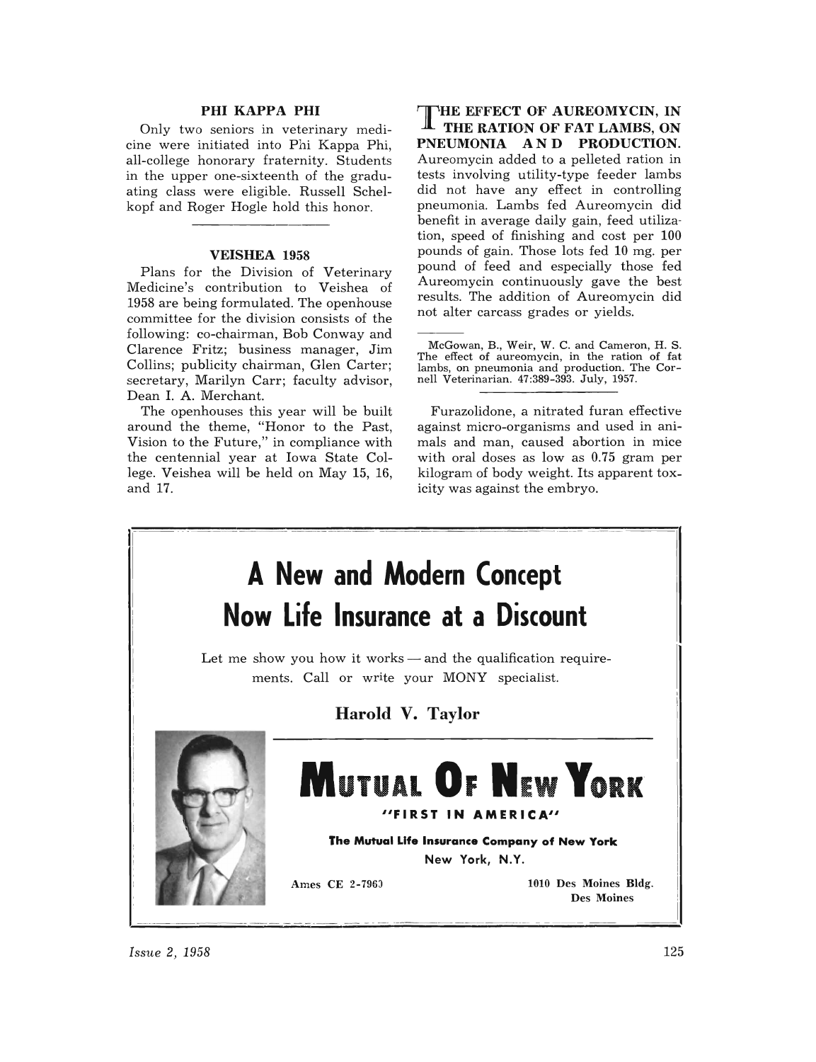### PHI KAPPA PHI

Only two seniors in veterinary medicine were initiated into Phi Kappa Phi, all-college honorary fraternity. Students in the upper one-sixteenth of the graduating class were eligible. Russell Schelkopf and Roger Hogle hold this honor.

---

### VEISHEA 1958

Plans for the Division of Veterinary Medicine's contribution to Veishea of 1958 are being formulated. The openhouse committee for the division consists of the following: co-chairman, Bob Conway and Clarence Fritz; business manager, Jim Collins; publicity chairman, Glen Carter; secretary, Marilyn Carr; faculty advisor, Dean I. A. Merchant.

The openhouses this year will be built around the theme, "Honor to the Past, Vision to the Future," in compliance with the centennial year at Iowa State College. Veishea will be held on May 15, 16, and 17.

**THE EFFECT OF AUREOMYCIN, IN THE RATION OF FAT LAMBS, ON PNEUMONIA AND PRODUCTION.** Aureomycin added to a pelleted ration in tests involving utility-type feeder lambs did not have any effect in controlling pneumonia. Lambs fed Aureomycin did benefit in average daily gain, feed utilization, speed of finishing and cost per 100 pounds of gain. Those lots fed 10 mg. per pound of feed and especially those fed Aureomycin continuously gave the best results. The addition of Aureomycin did not alter carcass grades or yields.

---

McGowan, B., Weir, W. C. and Cameron, H. S. The effect of aureomycin, in the ration of fat lambs, on pneumonia and production. The Cornell Veterinarian. 47:389-393. July, 1957.

---

Furazolidone, a nitrated furan effective against micro-organisms and used in animals and man, caused abortion in mice with oral doses as low as 0.75 gram per kilogram of body weight. Its apparent toxicity was against the embryo.

---

# A New and Modern Concept
# Now Life Insurance at a Discount

Let me show you how it works — and the qualification requirements. Call or write your MONY specialist.

**Harold V. Taylor**

**MUTUAL OF NEW YORK**

"FIRST IN AMERICA"

**The Mutual Life Insurance Company of New York**
New York, N.Y.

Ames CE 2-7969

1010 Des Moines Bldg.
Des Moines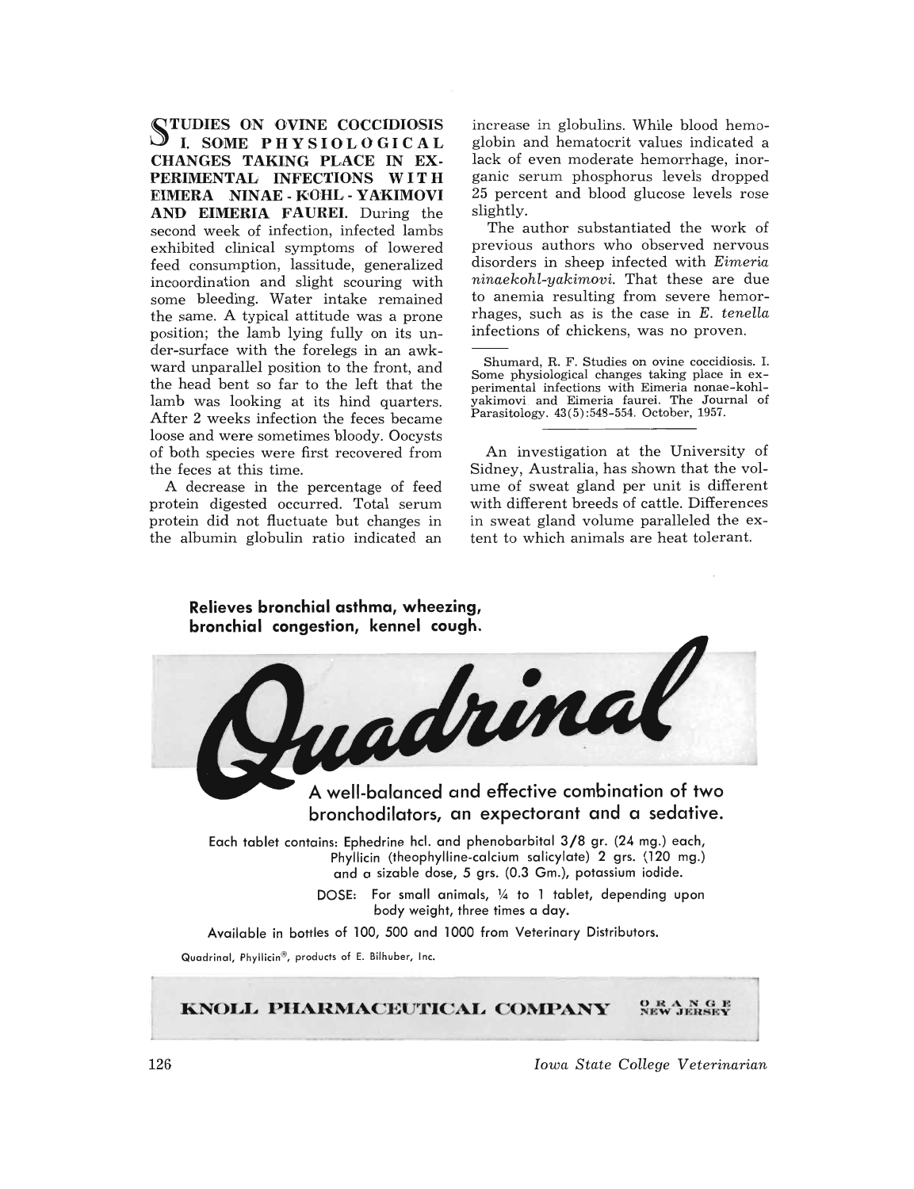**STUDIES ON OVINE COCCIDIOSIS I. SOME PHYSIOLOGICAL CHANGES TAKING PLACE IN EXPERIMENTAL INFECTIONS WITH EIMERA NINAE-KOHL-YAKIMOVI AND EIMERIA FAUREI.** During the second week of infection, infected lambs exhibited clinical symptoms of lowered feed consumption, lassitude, generalized incoordination and slight scouring with some bleeding. Water intake remained the same. A typical attitude was a prone position; the lamb lying fully on its under-surface with the forelegs in an awkward unparallel position to the front, and the head bent so far to the left that the lamb was looking at its hind quarters. After 2 weeks infection the feces became loose and were sometimes bloody. Oocysts of both species were first recovered from the feces at this time.

A decrease in the percentage of feed protein digested occurred. Total serum protein did not fluctuate but changes in the albumin globulin ratio indicated an increase in globulins. While blood hemoglobin and hematocrit values indicated a lack of even moderate hemorrhage, inorganic serum phosphorus levels dropped 25 percent and blood glucose levels rose slightly.

The author substantiated the work of previous authors who observed nervous disorders in sheep infected with *Eimeria ninaekohl-yakimovi*. That these are due to anemia resulting from severe hemorrhages, such as is the case in *E. tenella* infections of chickens, was no proven.

Shumard, R. F. Studies on ovine coccidiosis. I. Some physiological changes taking place in experimental infections with Eimeria nonae-kohl-yakimovi and Eimeria faurei. The Journal of Parasitology. 43(5):548-554. October, 1957.

---

An investigation at the University of Sidney, Australia, has shown that the volume of sweat gland per unit is different with different breeds of cattle. Differences in sweat gland volume paralleled the extent to which animals are heat tolerant.

**Relieves bronchial asthma, wheezing, bronchial congestion, kennel cough.**

# Quadrinal

**A well-balanced and effective combination of two bronchodilators, an expectorant and a sedative.**

Each tablet contains: Ephedrine hcl. and phenobarbital 3/8 gr. (24 mg.) each, Phyllicin (theophylline-calcium salicylate) 2 grs. (120 mg.) and a sizable dose, 5 grs. (0.3 Gm.), potassium iodide.

DOSE: For small animals, ¼ to 1 tablet, depending upon body weight, three times a day.

Available in bottles of 100, 500 and 1000 from Veterinary Distributors.

Quadrinal, Phyllicin®, products of E. Bilhuber, Inc.

**KNOLL PHARMACEUTICAL COMPANY** ORANGE NEW JERSEY